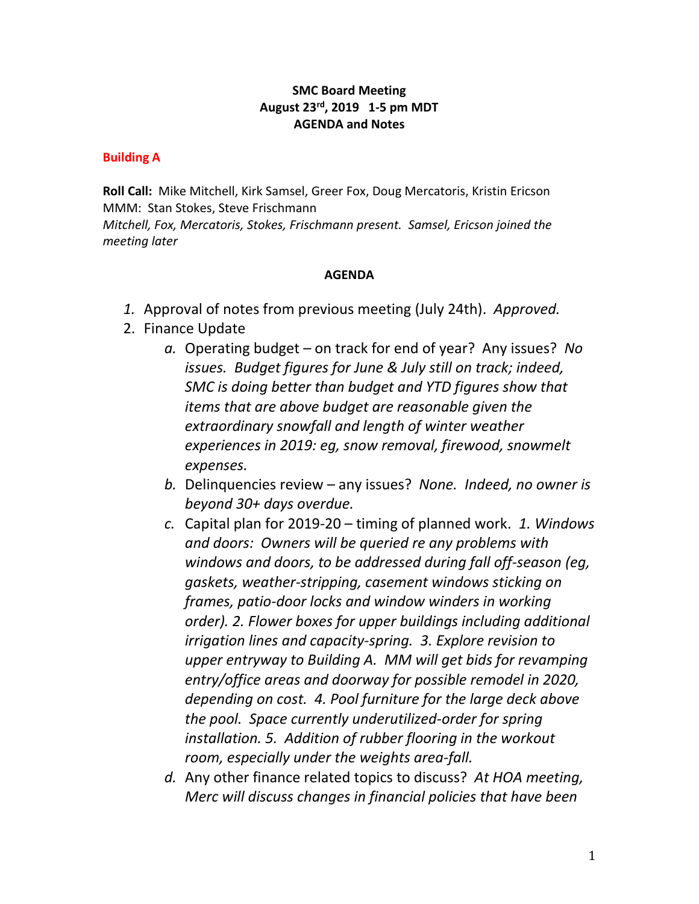**SMC Board Meeting**
**August 23rd, 2019 1-5 pm MDT**
**AGENDA and Notes**

**Building A**

**Roll Call:** Mike Mitchell, Kirk Samsel, Greer Fox, Doug Mercatoris, Kristin Ericson
MMM: Stan Stokes, Steve Frischmann
*Mitchell, Fox, Mercatoris, Stokes, Frischmann present. Samsel, Ericson joined the meeting later*

**AGENDA**

1. Approval of notes from previous meeting (July 24th). *Approved.*
2. Finance Update
   a. Operating budget – on track for end of year? Any issues? *No issues. Budget figures for June & July still on track; indeed, SMC is doing better than budget and YTD figures show that items that are above budget are reasonable given the extraordinary snowfall and length of winter weather experiences in 2019: eg, snow removal, firewood, snowmelt expenses.*
   b. Delinquencies review – any issues? *None. Indeed, no owner is beyond 30+ days overdue.*
   c. Capital plan for 2019-20 – timing of planned work. *1. Windows and doors: Owners will be queried re any problems with windows and doors, to be addressed during fall off-season (eg, gaskets, weather-stripping, casement windows sticking on frames, patio-door locks and window winders in working order). 2. Flower boxes for upper buildings including additional irrigation lines and capacity-spring. 3. Explore revision to upper entryway to Building A. MM will get bids for revamping entry/office areas and doorway for possible remodel in 2020, depending on cost. 4. Pool furniture for the large deck above the pool. Space currently underutilized-order for spring installation. 5. Addition of rubber flooring in the workout room, especially under the weights area-fall.*
   d. Any other finance related topics to discuss? *At HOA meeting, Merc will discuss changes in financial policies that have been*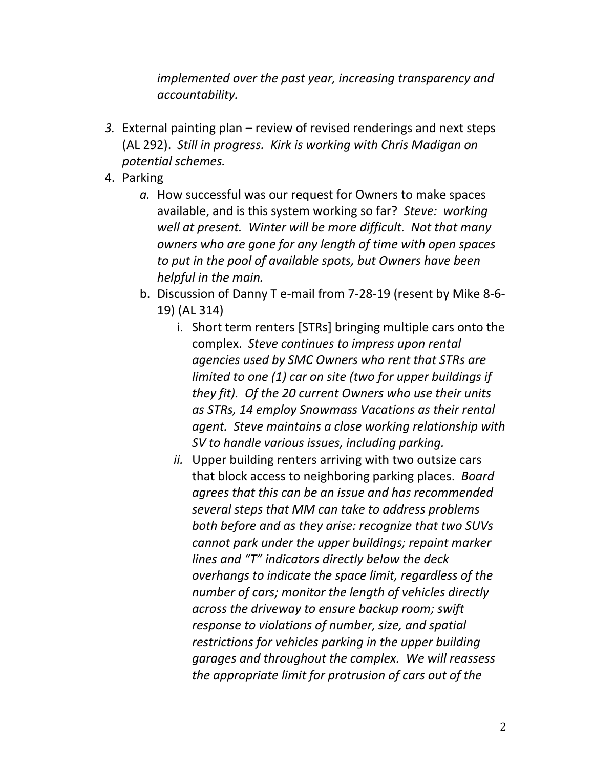*implemented over the past year, increasing transparency and accountability.*

3. External painting plan – review of revised renderings and next steps (AL 292). *Still in progress. Kirk is working with Chris Madigan on potential schemes.*
4. Parking
   a. How successful was our request for Owners to make spaces available, and is this system working so far? *Steve: working well at present. Winter will be more difficult. Not that many owners who are gone for any length of time with open spaces to put in the pool of available spots, but Owners have been helpful in the main.*
   b. Discussion of Danny T e-mail from 7-28-19 (resent by Mike 8-6-19) (AL 314)
      i. Short term renters [STRs] bringing multiple cars onto the complex. *Steve continues to impress upon rental agencies used by SMC Owners who rent that STRs are limited to one (1) car on site (two for upper buildings if they fit). Of the 20 current Owners who use their units as STRs, 14 employ Snowmass Vacations as their rental agent. Steve maintains a close working relationship with SV to handle various issues, including parking.*
      ii. Upper building renters arriving with two outsize cars that block access to neighboring parking places. *Board agrees that this can be an issue and has recommended several steps that MM can take to address problems both before and as they arise: recognize that two SUVs cannot park under the upper buildings; repaint marker lines and "T" indicators directly below the deck overhangs to indicate the space limit, regardless of the number of cars; monitor the length of vehicles directly across the driveway to ensure backup room; swift response to violations of number, size, and spatial restrictions for vehicles parking in the upper building garages and throughout the complex. We will reassess the appropriate limit for protrusion of cars out of the*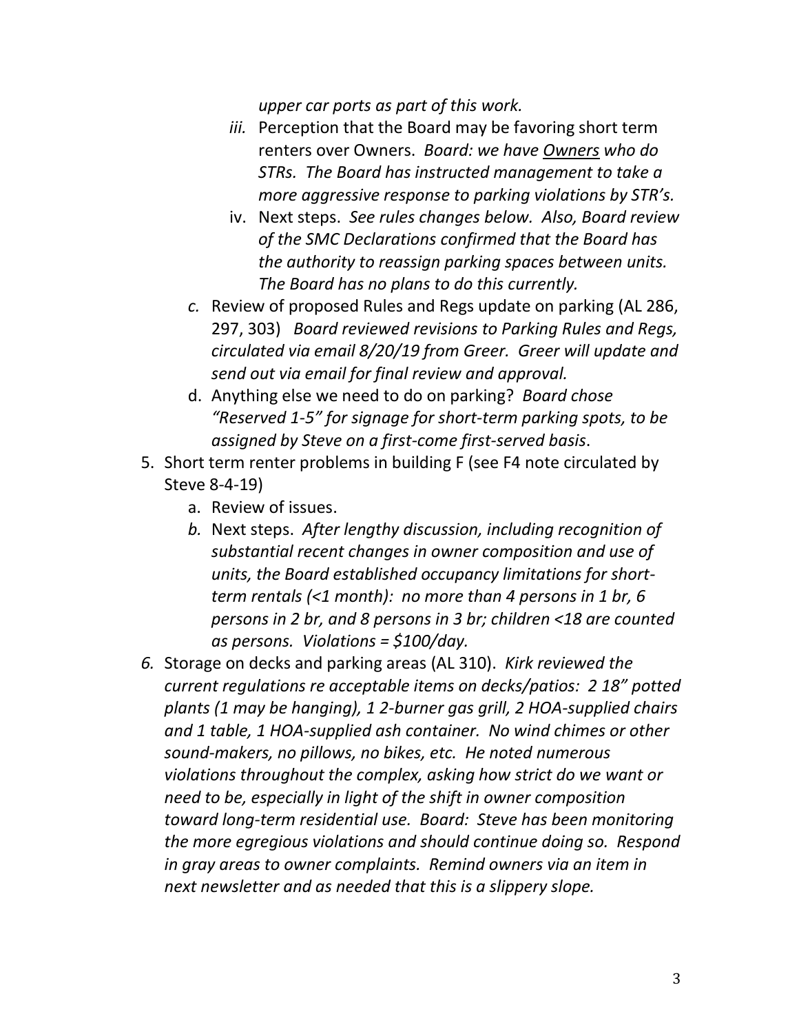*upper car ports as part of this work.*

   - *iii.* Perception that the Board may be favoring short term renters over Owners. *Board: we have <u>Owners</u> who do STRs. The Board has instructed management to take a more aggressive response to parking violations by STR's.*
   - iv. Next steps. *See rules changes below. Also, Board review of the SMC Declarations confirmed that the Board has the authority to reassign parking spaces between units. The Board has no plans to do this currently.*

   - *c.* Review of proposed Rules and Regs update on parking (AL 286, 297, 303) *Board reviewed revisions to Parking Rules and Regs, circulated via email 8/20/19 from Greer. Greer will update and send out via email for final review and approval.*
   - d. Anything else we need to do on parking? *Board chose "Reserved 1-5" for signage for short-term parking spots, to be assigned by Steve on a first-come first-served basis*.

5. Short term renter problems in building F (see F4 note circulated by Steve 8-4-19)
   - a. Review of issues.
   - *b.* Next steps. *After lengthy discussion, including recognition of substantial recent changes in owner composition and use of units, the Board established occupancy limitations for short-term rentals (<1 month): no more than 4 persons in 1 br, 6 persons in 2 br, and 8 persons in 3 br; children <18 are counted as persons. Violations = $100/day.*

*6.* Storage on decks and parking areas (AL 310). *Kirk reviewed the current regulations re acceptable items on decks/patios: 2 18" potted plants (1 may be hanging), 1 2-burner gas grill, 2 HOA-supplied chairs and 1 table, 1 HOA-supplied ash container. No wind chimes or other sound-makers, no pillows, no bikes, etc. He noted numerous violations throughout the complex, asking how strict do we want or need to be, especially in light of the shift in owner composition toward long-term residential use. Board: Steve has been monitoring the more egregious violations and should continue doing so. Respond in gray areas to owner complaints. Remind owners via an item in next newsletter and as needed that this is a slippery slope.*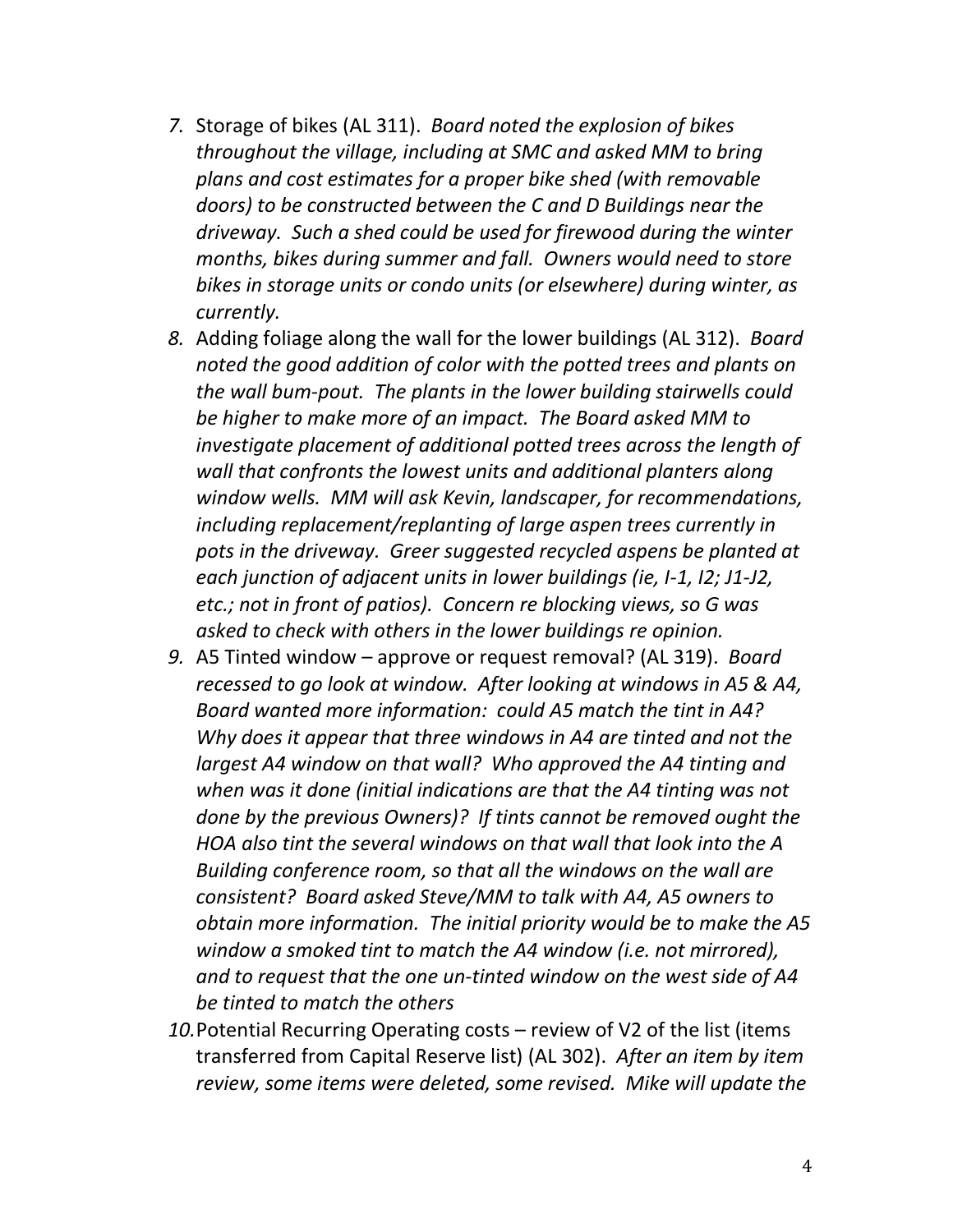7. Storage of bikes (AL 311). *Board noted the explosion of bikes throughout the village, including at SMC and asked MM to bring plans and cost estimates for a proper bike shed (with removable doors) to be constructed between the C and D Buildings near the driveway. Such a shed could be used for firewood during the winter months, bikes during summer and fall. Owners would need to store bikes in storage units or condo units (or elsewhere) during winter, as currently.*
8. Adding foliage along the wall for the lower buildings (AL 312). *Board noted the good addition of color with the potted trees and plants on the wall bum-pout. The plants in the lower building stairwells could be higher to make more of an impact. The Board asked MM to investigate placement of additional potted trees across the length of wall that confronts the lowest units and additional planters along window wells. MM will ask Kevin, landscaper, for recommendations, including replacement/replanting of large aspen trees currently in pots in the driveway. Greer suggested recycled aspens be planted at each junction of adjacent units in lower buildings (ie, I-1, I2; J1-J2, etc.; not in front of patios). Concern re blocking views, so G was asked to check with others in the lower buildings re opinion.*
9. A5 Tinted window – approve or request removal? (AL 319). *Board recessed to go look at window. After looking at windows in A5 & A4, Board wanted more information: could A5 match the tint in A4? Why does it appear that three windows in A4 are tinted and not the largest A4 window on that wall? Who approved the A4 tinting and when was it done (initial indications are that the A4 tinting was not done by the previous Owners)? If tints cannot be removed ought the HOA also tint the several windows on that wall that look into the A Building conference room, so that all the windows on the wall are consistent? Board asked Steve/MM to talk with A4, A5 owners to obtain more information. The initial priority would be to make the A5 window a smoked tint to match the A4 window (i.e. not mirrored), and to request that the one un-tinted window on the west side of A4 be tinted to match the others*
10. Potential Recurring Operating costs – review of V2 of the list (items transferred from Capital Reserve list) (AL 302). *After an item by item review, some items were deleted, some revised. Mike will update the*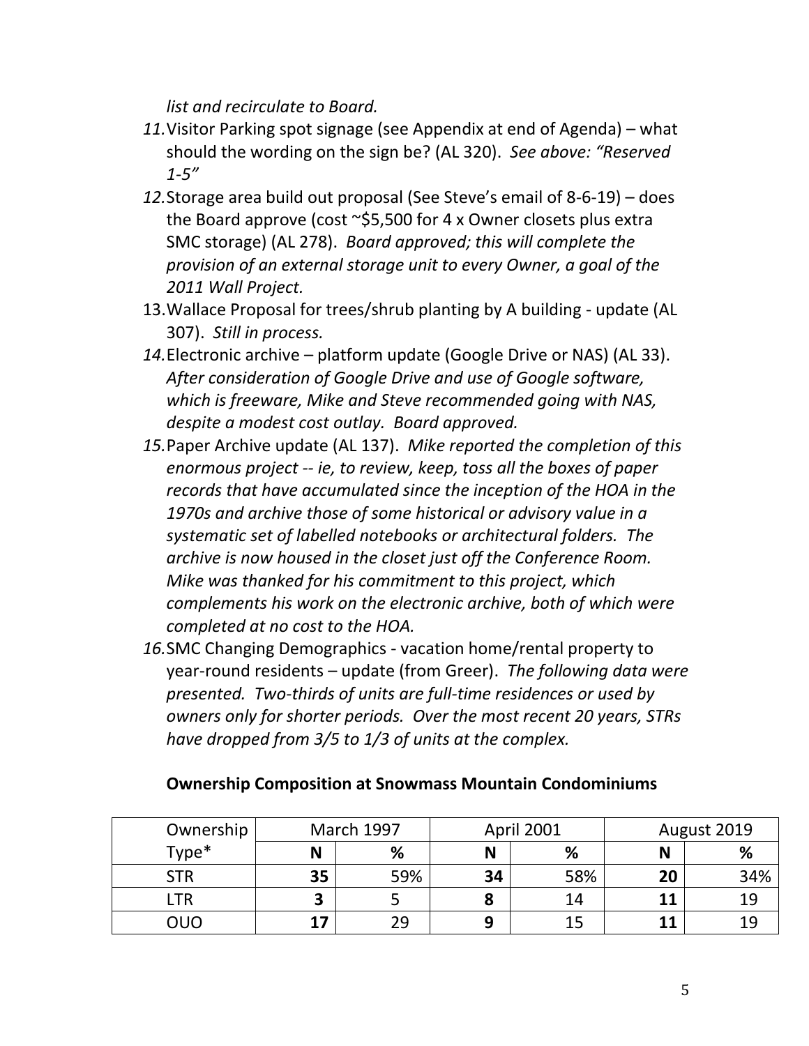*list and recirculate to Board.*

11. Visitor Parking spot signage (see Appendix at end of Agenda) – what should the wording on the sign be? (AL 320). *See above: "Reserved 1-5"*
12. Storage area build out proposal (See Steve's email of 8-6-19) – does the Board approve (cost ~$5,500 for 4 x Owner closets plus extra SMC storage) (AL 278). *Board approved; this will complete the provision of an external storage unit to every Owner, a goal of the 2011 Wall Project.*
13. Wallace Proposal for trees/shrub planting by A building - update (AL 307). *Still in process.*
14. Electronic archive – platform update (Google Drive or NAS) (AL 33). *After consideration of Google Drive and use of Google software, which is freeware, Mike and Steve recommended going with NAS, despite a modest cost outlay. Board approved.*
15. Paper Archive update (AL 137). *Mike reported the completion of this enormous project -- ie, to review, keep, toss all the boxes of paper records that have accumulated since the inception of the HOA in the 1970s and archive those of some historical or advisory value in a systematic set of labelled notebooks or architectural folders. The archive is now housed in the closet just off the Conference Room. Mike was thanked for his commitment to this project, which complements his work on the electronic archive, both of which were completed at no cost to the HOA.*
16. SMC Changing Demographics - vacation home/rental property to year-round residents – update (from Greer). *The following data were presented. Two-thirds of units are full-time residences or used by owners only for shorter periods. Over the most recent 20 years, STRs have dropped from 3/5 to 1/3 of units at the complex.*

**Ownership Composition at Snowmass Mountain Condominiums**

| Ownership Type* | March 1997 | | April 2001 | | August 2019 | |
|---|---|---|---|---|---|---|
| | **N** | **%** | **N** | **%** | **N** | **%** |
| STR | **35** | 59% | **34** | 58% | **20** | 34% |
| LTR | **3** | 5 | **8** | 14 | **11** | 19 |
| OUO | **17** | 29 | **9** | 15 | **11** | 19 |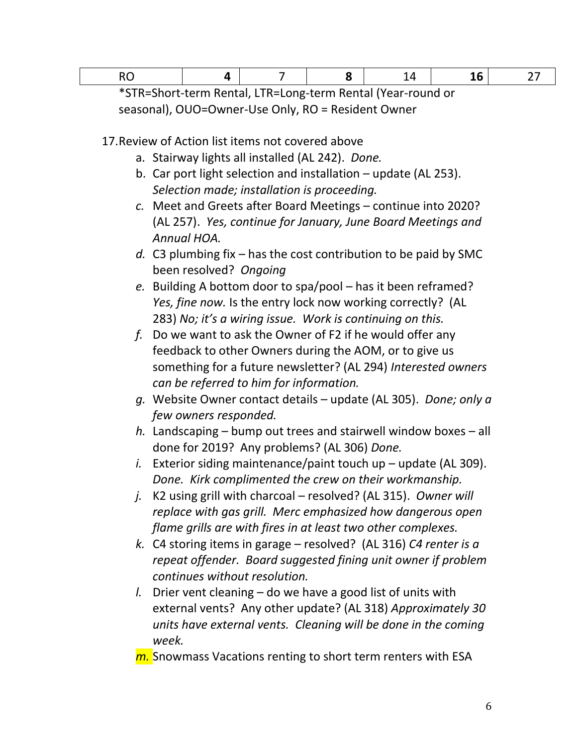| RO | **4** | 7 | **8** | 14 | **16** | 27 |
|---|---|---|---|---|---|---|

*STR=Short-term Rental, LTR=Long-term Rental (Year-round or seasonal), OUO=Owner-Use Only, RO = Resident Owner

17. Review of Action list items not covered above
    a. Stairway lights all installed (AL 242). *Done.*
    b. Car port light selection and installation – update (AL 253). *Selection made; installation is proceeding.*
    c. Meet and Greets after Board Meetings – continue into 2020? (AL 257). *Yes, continue for January, June Board Meetings and Annual HOA.*
    d. C3 plumbing fix – has the cost contribution to be paid by SMC been resolved? *Ongoing*
    e. Building A bottom door to spa/pool – has it been reframed? *Yes, fine now.* Is the entry lock now working correctly? (AL 283) *No; it's a wiring issue. Work is continuing on this.*
    f. Do we want to ask the Owner of F2 if he would offer any feedback to other Owners during the AOM, or to give us something for a future newsletter? (AL 294) *Interested owners can be referred to him for information.*
    g. Website Owner contact details – update (AL 305). *Done; only a few owners responded.*
    h. Landscaping – bump out trees and stairwell window boxes – all done for 2019? Any problems? (AL 306) *Done.*
    i. Exterior siding maintenance/paint touch up – update (AL 309). *Done. Kirk complimented the crew on their workmanship.*
    j. K2 using grill with charcoal – resolved? (AL 315). *Owner will replace with gas grill. Merc emphasized how dangerous open flame grills are with fires in at least two other complexes.*
    k. C4 storing items in garage – resolved? (AL 316) *C4 renter is a repeat offender. Board suggested fining unit owner if problem continues without resolution.*
    l. Drier vent cleaning – do we have a good list of units with external vents? Any other update? (AL 318) *Approximately 30 units have external vents. Cleaning will be done in the coming week.*
    m. Snowmass Vacations renting to short term renters with ESA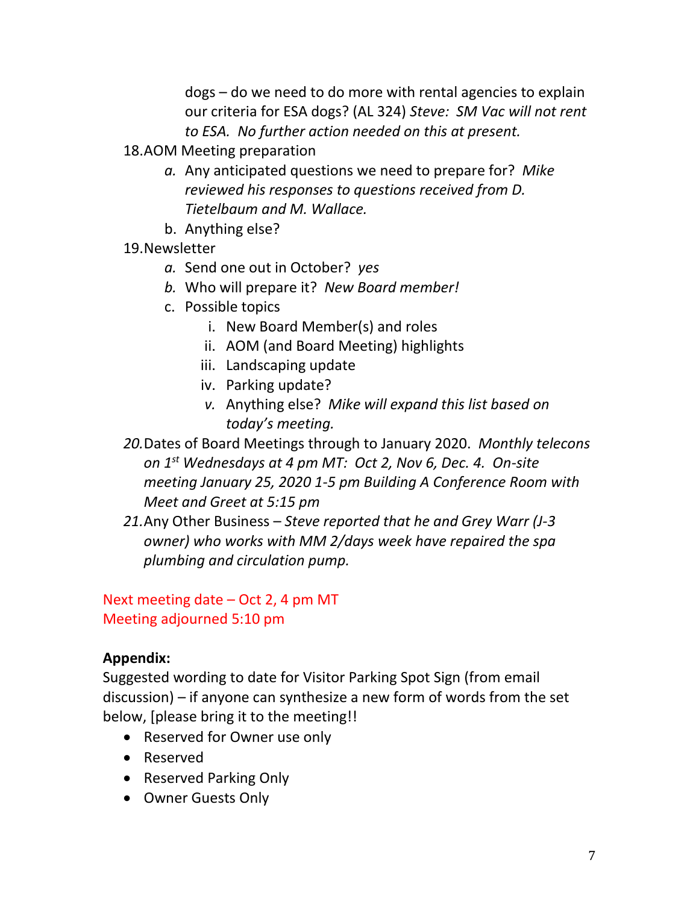dogs – do we need to do more with rental agencies to explain our criteria for ESA dogs? (AL 324) *Steve: SM Vac will not rent to ESA. No further action needed on this at present.*

18. AOM Meeting preparation
    a. Any anticipated questions we need to prepare for? *Mike reviewed his responses to questions received from D. Tietelbaum and M. Wallace.*
    b. Anything else?
19. Newsletter
    a. Send one out in October? *yes*
    b. Who will prepare it? *New Board member!*
    c. Possible topics
        i. New Board Member(s) and roles
        ii. AOM (and Board Meeting) highlights
        iii. Landscaping update
        iv. Parking update?
        v. Anything else? *Mike will expand this list based on today's meeting.*
20. Dates of Board Meetings through to January 2020. *Monthly telecons on 1st Wednesdays at 4 pm MT: Oct 2, Nov 6, Dec. 4. On-site meeting January 25, 2020 1-5 pm Building A Conference Room with Meet and Greet at 5:15 pm*
21. Any Other Business – *Steve reported that he and Grey Warr (J-3 owner) who works with MM 2/days week have repaired the spa plumbing and circulation pump.*

Next meeting date – Oct 2, 4 pm MT
Meeting adjourned 5:10 pm

**Appendix:**

Suggested wording to date for Visitor Parking Spot Sign (from email discussion) – if anyone can synthesize a new form of words from the set below, [please bring it to the meeting!!

- Reserved for Owner use only
- Reserved
- Reserved Parking Only
- Owner Guests Only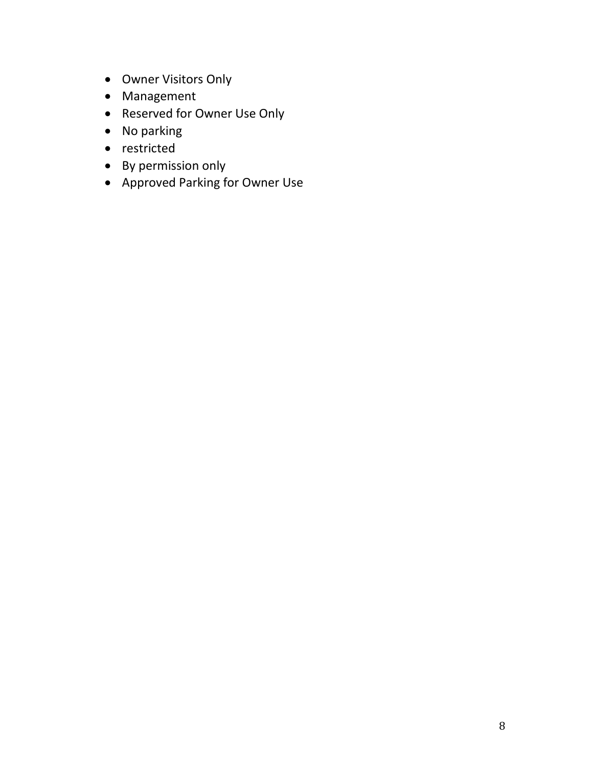- Owner Visitors Only
- Management
- Reserved for Owner Use Only
- No parking
- restricted
- By permission only
- Approved Parking for Owner Use